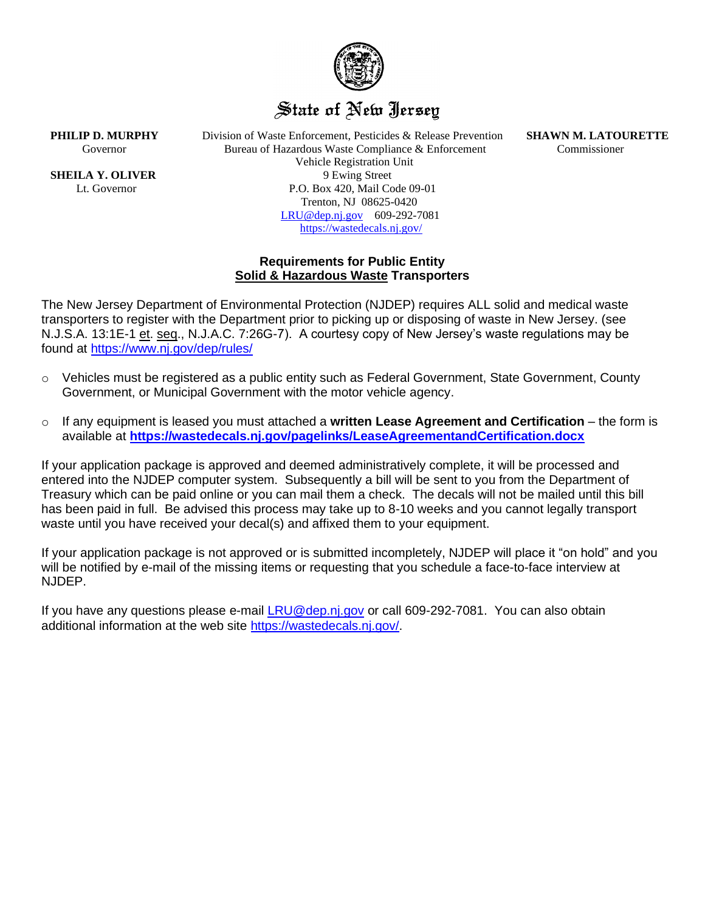State of New Jersey

**PHILIP D. MURPHY**
Governor

**SHEILA Y. OLIVER**
Lt. Governor

Division of Waste Enforcement, Pesticides & Release Prevention
Bureau of Hazardous Waste Compliance & Enforcement
Vehicle Registration Unit
9 Ewing Street
P.O. Box 420, Mail Code 09-01
Trenton, NJ 08625-0420
LRU@dep.nj.gov 609-292-7081
https://wastedecals.nj.gov/

**SHAWN M. LATOURETTE**
Commissioner

## Requirements for Public Entity Solid & Hazardous Waste Transporters

The New Jersey Department of Environmental Protection (NJDEP) requires ALL solid and medical waste transporters to register with the Department prior to picking up or disposing of waste in New Jersey. (see N.J.S.A. 13:1E-1 et. seq., N.J.A.C. 7:26G-7). A courtesy copy of New Jersey's waste regulations may be found at https://www.nj.gov/dep/rules/

- Vehicles must be registered as a public entity such as Federal Government, State Government, County Government, or Municipal Government with the motor vehicle agency.
- If any equipment is leased you must attached a **written Lease Agreement and Certification** – the form is available at **https://wastedecals.nj.gov/pagelinks/LeaseAgreementandCertification.docx**

If your application package is approved and deemed administratively complete, it will be processed and entered into the NJDEP computer system. Subsequently a bill will be sent to you from the Department of Treasury which can be paid online or you can mail them a check. The decals will not be mailed until this bill has been paid in full. Be advised this process may take up to 8-10 weeks and you cannot legally transport waste until you have received your decal(s) and affixed them to your equipment.

If your application package is not approved or is submitted incompletely, NJDEP will place it "on hold" and you will be notified by e-mail of the missing items or requesting that you schedule a face-to-face interview at NJDEP.

If you have any questions please e-mail LRU@dep.nj.gov or call 609-292-7081. You can also obtain additional information at the web site https://wastedecals.nj.gov/.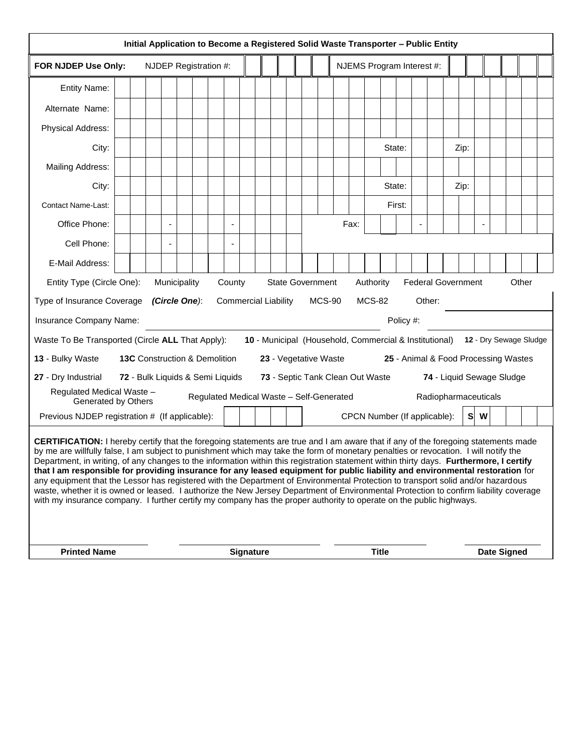## Initial Application to Become a Registered Solid Waste Transporter – Public Entity

**FOR NJDEP Use Only:** NJDEP Registration #: ______ NJEMS Program Interest #: ______

| | |
|---|---|
| Entity Name: | |
| Alternate Name: | |
| Physical Address: | |
| City: | State: Zip: |
| Mailing Address: | |
| City: | State: Zip: |
| Contact Name-Last: | First: |
| Office Phone: | - - Fax: - - |
| Cell Phone: | - - |
| E-Mail Address: | |

Entity Type (Circle One): Municipality County State Government Authority Federal Government Other

Type of Insurance Coverage *(Circle One)*: Commercial Liability MCS-90 MCS-82 Other: ______

Insurance Company Name: ______ Policy #: ______

Waste To Be Transported (Circle **ALL** That Apply): **10** - Municipal (Household, Commercial & Institutional) **12** - Dry Sewage Sludge

**13** - Bulky Waste **13C** Construction & Demolition **23** - Vegetative Waste **25** - Animal & Food Processing Wastes

**27** - Dry Industrial **72** - Bulk Liquids & Semi Liquids **73** - Septic Tank Clean Out Waste **74** - Liquid Sewage Sludge

Regulated Medical Waste – Generated by Others Regulated Medical Waste – Self-Generated Radiopharmaceuticals

Previous NJDEP registration # (If applicable): ______ CPCN Number (If applicable): **S W** ______

**CERTIFICATION:** I hereby certify that the foregoing statements are true and I am aware that if any of the foregoing statements made by me are willfully false, I am subject to punishment which may take the form of monetary penalties or revocation. I will notify the Department, in writing, of any changes to the information within this registration statement within thirty days. **Furthermore, I certify that I am responsible for providing insurance for any leased equipment for public liability and environmental restoration** for any equipment that the Lessor has registered with the Department of Environmental Protection to transport solid and/or hazardous waste, whether it is owned or leased. I authorize the New Jersey Department of Environmental Protection to confirm liability coverage with my insurance company. I further certify my company has the proper authority to operate on the public highways.

| **Printed Name** | **Signature** | **Title** | **Date Signed** |
|---|---|---|---|
| | | | |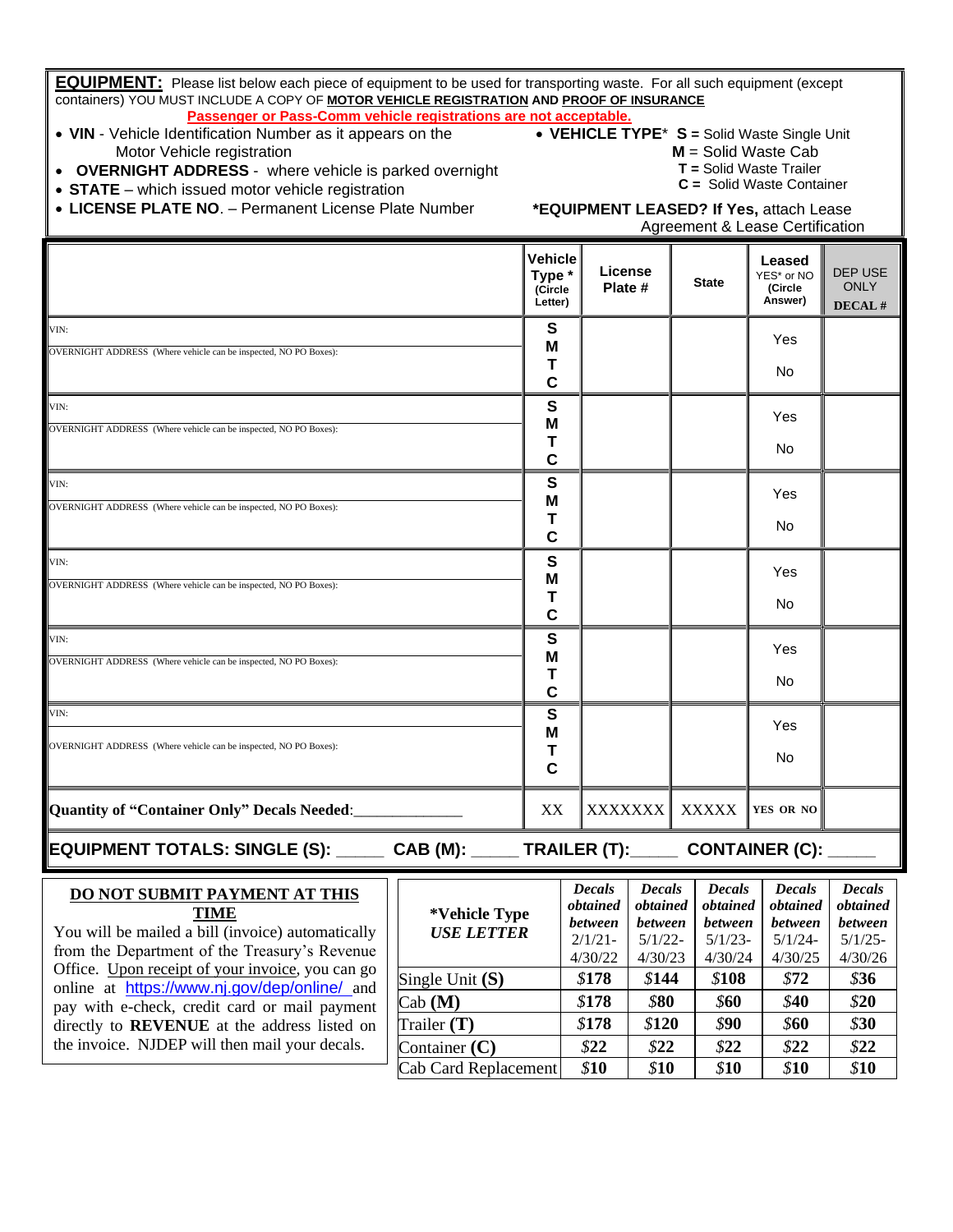**EQUIPMENT:** Please list below each piece of equipment to be used for transporting waste. For all such equipment (except containers) YOU MUST INCLUDE A COPY OF **MOTOR VEHICLE REGISTRATION** AND **PROOF OF INSURANCE**

**Passenger or Pass-Comm vehicle registrations are not acceptable.**

- **VIN** - Vehicle Identification Number as it appears on the Motor Vehicle registration
- **OVERNIGHT ADDRESS** - where vehicle is parked overnight
- **STATE** – which issued motor vehicle registration
- **LICENSE PLATE NO.** – Permanent License Plate Number

- **VEHICLE TYPE*** **S =** Solid Waste Single Unit
  - **M** = Solid Waste Cab
  - **T =** Solid Waste Trailer
  - **C =** Solid Waste Container

**\*EQUIPMENT LEASED? If Yes,** attach Lease Agreement & Lease Certification

| | Vehicle Type * (Circle Letter) | License Plate # | State | Leased YES* or NO (Circle Answer) | DEP USE ONLY DECAL # |
|---|---|---|---|---|---|
| VIN:<br>OVERNIGHT ADDRESS (Where vehicle can be inspected, NO PO Boxes): | S M T C | | | Yes No | |
| VIN:<br>OVERNIGHT ADDRESS (Where vehicle can be inspected, NO PO Boxes): | S M T C | | | Yes No | |
| VIN:<br>OVERNIGHT ADDRESS (Where vehicle can be inspected, NO PO Boxes): | S M T C | | | Yes No | |
| VIN:<br>OVERNIGHT ADDRESS (Where vehicle can be inspected, NO PO Boxes): | S M T C | | | Yes No | |
| VIN:<br>OVERNIGHT ADDRESS (Where vehicle can be inspected, NO PO Boxes): | S M T C | | | Yes No | |
| VIN:<br>OVERNIGHT ADDRESS (Where vehicle can be inspected, NO PO Boxes): | S M T C | | | Yes No | |
| **Quantity of "Container Only" Decals Needed**:_____________ | XX | XXXXXXX | XXXXX | YES OR NO | |

**EQUIPMENT TOTALS: SINGLE (S):** _____ **CAB (M):** _____ **TRAILER (T):**_____ **CONTAINER (C):** _____

**DO NOT SUBMIT PAYMENT AT THIS TIME**

You will be mailed a bill (invoice) automatically from the Department of the Treasury's Revenue Office. Upon receipt of your invoice, you can go online at https://www.nj.gov/dep/online/ and pay with e-check, credit card or mail payment directly to **REVENUE** at the address listed on the invoice. NJDEP will then mail your decals.

| ***Vehicle Type** ***USE LETTER*** | ***Decals obtained between*** 2/1/21-4/30/22 | ***Decals obtained between*** 5/1/22-4/30/23 | ***Decals obtained between*** 5/1/23-4/30/24 | ***Decals obtained between*** 5/1/24-4/30/25 | ***Decals obtained between*** 5/1/25-4/30/26 |
|---|---|---|---|---|---|
| Single Unit **(S)** | ***$178*** | ***$144*** | ***$108*** | ***$72*** | ***$36*** |
| Cab **(M)** | ***$178*** | ***$80*** | ***$60*** | ***$40*** | ***$20*** |
| Trailer **(T)** | ***$178*** | ***$120*** | ***$90*** | ***$60*** | ***$30*** |
| Container **(C)** | ***$22*** | ***$22*** | ***$22*** | ***$22*** | ***$22*** |
| Cab Card Replacement | ***$10*** | ***$10*** | ***$10*** | ***$10*** | ***$10*** |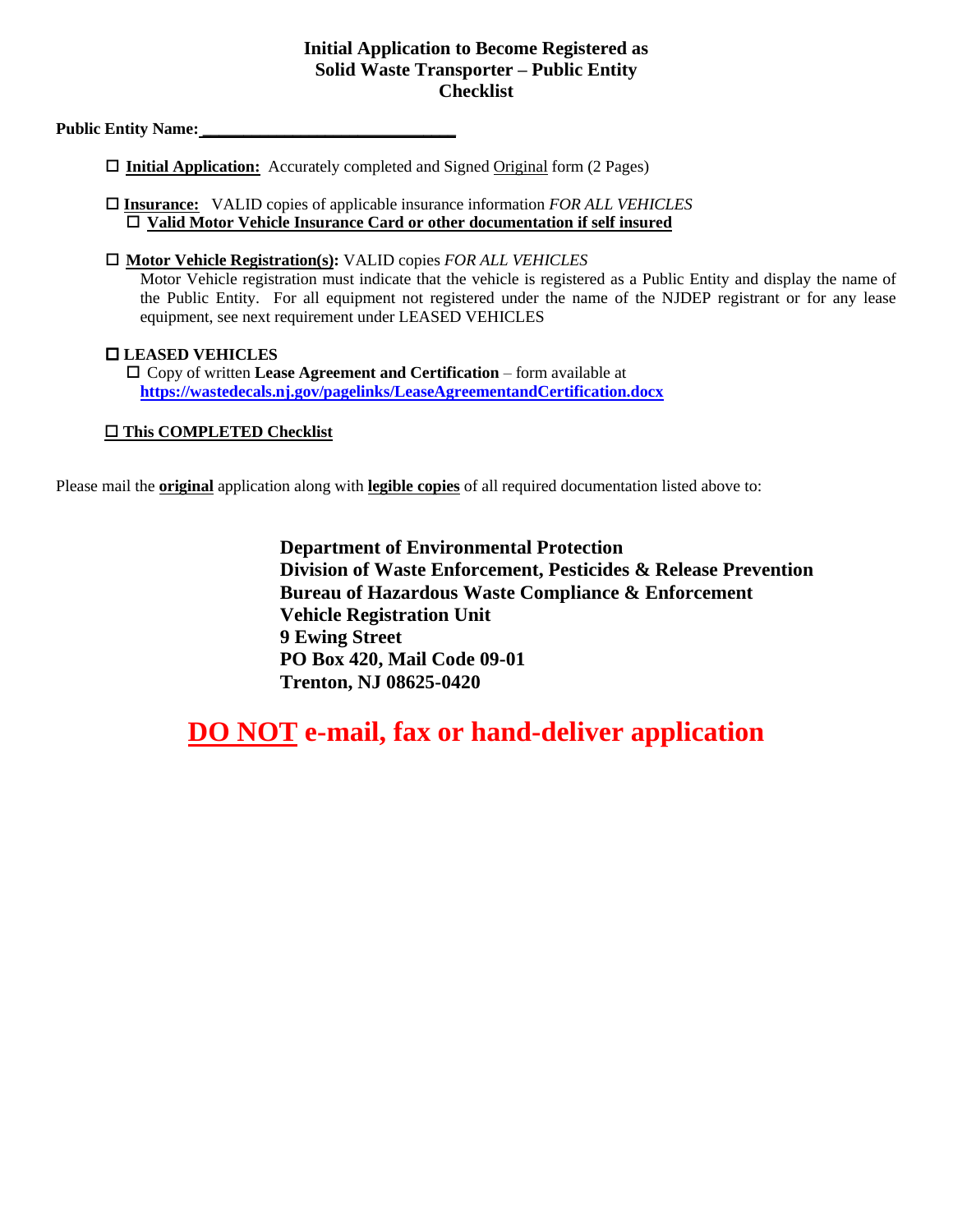# Initial Application to Become Registered as Solid Waste Transporter – Public Entity Checklist

**Public Entity Name:** ______________________________

- ☐ **Initial Application:** Accurately completed and Signed Original form (2 Pages)
- ☐ **Insurance:** VALID copies of applicable insurance information *FOR ALL VEHICLES*
  - ☐ **Valid Motor Vehicle Insurance Card or other documentation if self insured**
- ☐ **Motor Vehicle Registration(s):** VALID copies *FOR ALL VEHICLES*
  Motor Vehicle registration must indicate that the vehicle is registered as a Public Entity and display the name of the Public Entity. For all equipment not registered under the name of the NJDEP registrant or for any lease equipment, see next requirement under LEASED VEHICLES
- ☐ **LEASED VEHICLES**
  - ☐ Copy of written **Lease Agreement and Certification** – form available at **https://wastedecals.nj.gov/pagelinks/LeaseAgreementandCertification.docx**
- ☐ **This COMPLETED Checklist**

Please mail the **original** application along with **legible copies** of all required documentation listed above to:

**Department of Environmental Protection**
**Division of Waste Enforcement, Pesticides & Release Prevention**
**Bureau of Hazardous Waste Compliance & Enforcement**
**Vehicle Registration Unit**
**9 Ewing Street**
**PO Box 420, Mail Code 09-01**
**Trenton, NJ 08625-0420**

## DO NOT e-mail, fax or hand-deliver application